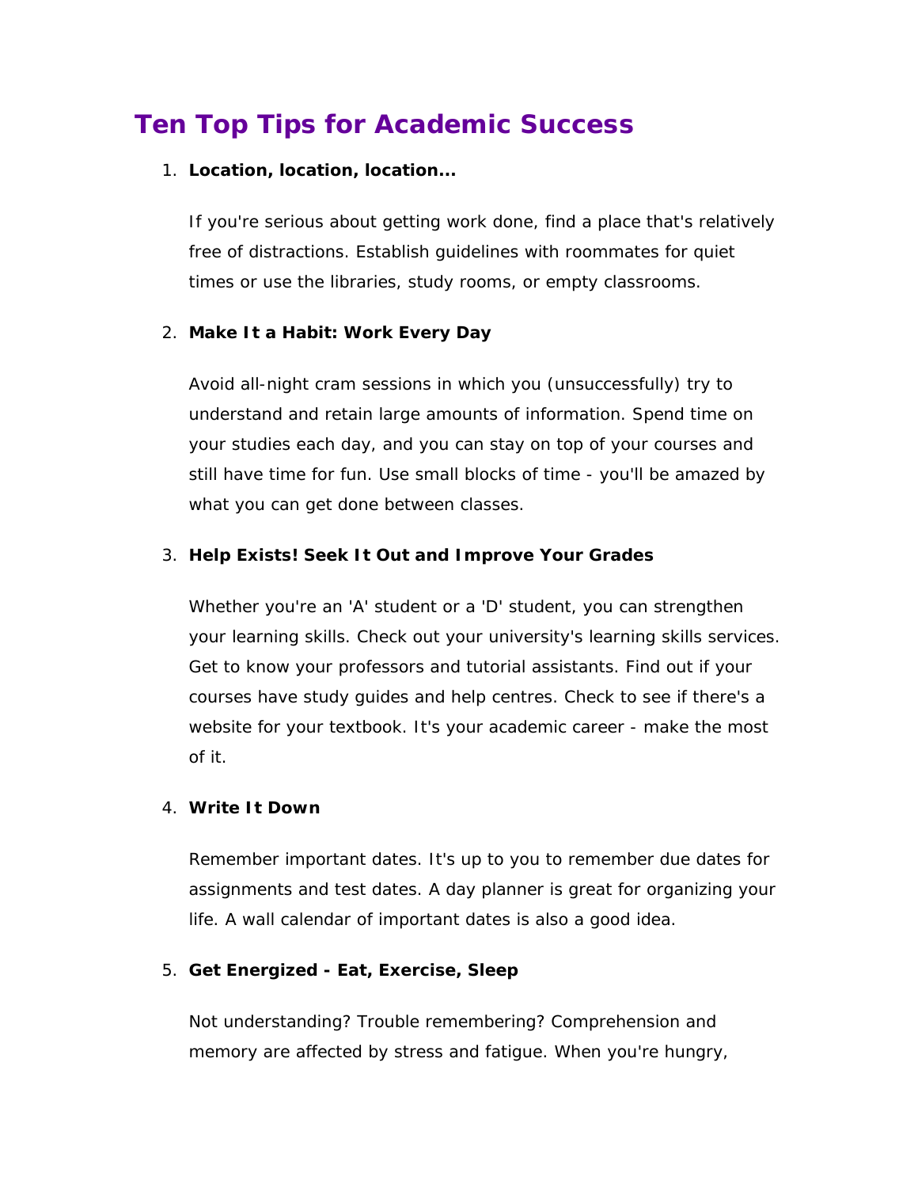# Ten Top Tips for Academic Success

1. **Location, location, location...**

   If you're serious about getting work done, find a place that's relatively free of distractions. Establish guidelines with roommates for quiet times or use the libraries, study rooms, or empty classrooms.

2. **Make It a Habit: Work Every Day**

   Avoid all-night cram sessions in which you (unsuccessfully) try to understand and retain large amounts of information. Spend time on your studies each day, and you can stay on top of your courses and still have time for fun. Use small blocks of time - you'll be amazed by what you can get done between classes.

3. **Help Exists! Seek It Out and Improve Your Grades**

   Whether you're an 'A' student or a 'D' student, you can strengthen your learning skills. Check out your university's learning skills services. Get to know your professors and tutorial assistants. Find out if your courses have study guides and help centres. Check to see if there's a website for your textbook. It's your academic career - make the most of it.

4. **Write It Down**

   Remember important dates. It's up to you to remember due dates for assignments and test dates. A day planner is great for organizing your life. A wall calendar of important dates is also a good idea.

5. **Get Energized - Eat, Exercise, Sleep**

   Not understanding? Trouble remembering? Comprehension and memory are affected by stress and fatigue. When you're hungry,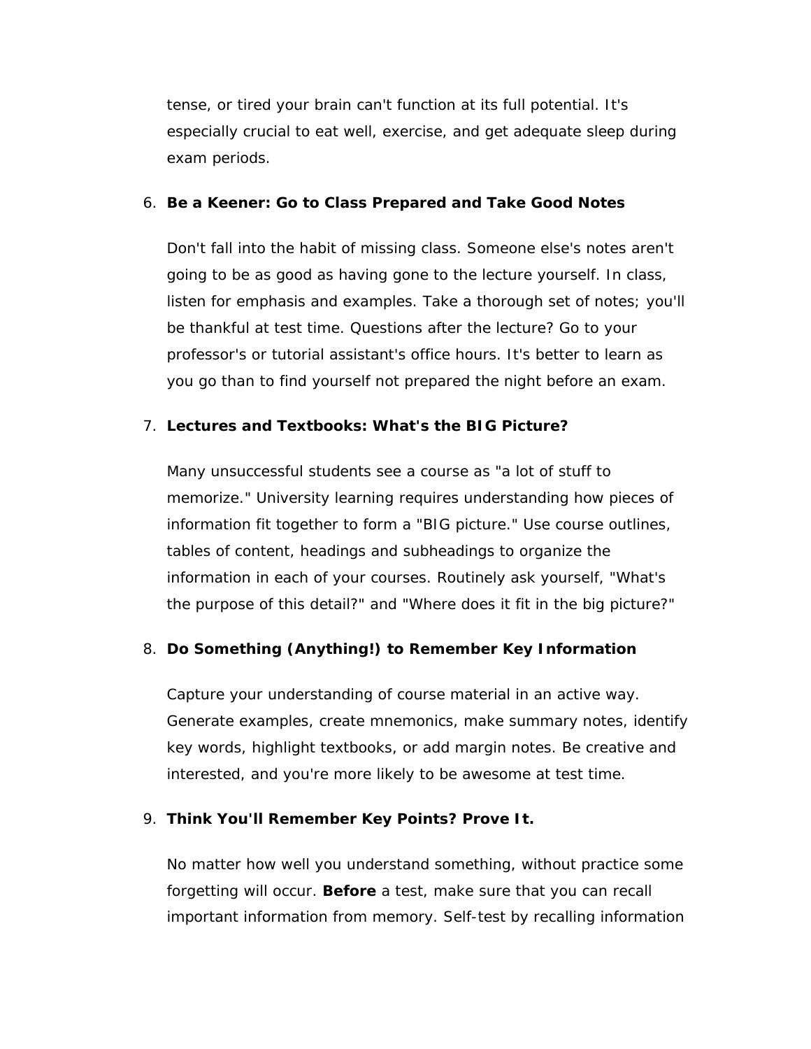tense, or tired your brain can't function at its full potential. It's especially crucial to eat well, exercise, and get adequate sleep during exam periods.

6. **Be a Keener: Go to Class Prepared and Take Good Notes**

   Don't fall into the habit of missing class. Someone else's notes aren't going to be as good as having gone to the lecture yourself. In class, listen for emphasis and examples. Take a thorough set of notes; you'll be thankful at test time. Questions after the lecture? Go to your professor's or tutorial assistant's office hours. It's better to learn as you go than to find yourself not prepared the night before an exam.

7. **Lectures and Textbooks: What's the BIG Picture?**

   Many unsuccessful students see a course as "a lot of stuff to memorize." University learning requires understanding how pieces of information fit together to form a "BIG picture." Use course outlines, tables of content, headings and subheadings to organize the information in each of your courses. Routinely ask yourself, "What's the purpose of this detail?" and "Where does it fit in the big picture?"

8. **Do Something (Anything!) to Remember Key Information**

   Capture your understanding of course material in an active way. Generate examples, create mnemonics, make summary notes, identify key words, highlight textbooks, or add margin notes. Be creative and interested, and you're more likely to be awesome at test time.

9. **Think You'll Remember Key Points? Prove It.**

   No matter how well you understand something, without practice some forgetting will occur. **Before** a test, make sure that you can recall important information from memory. Self-test by recalling information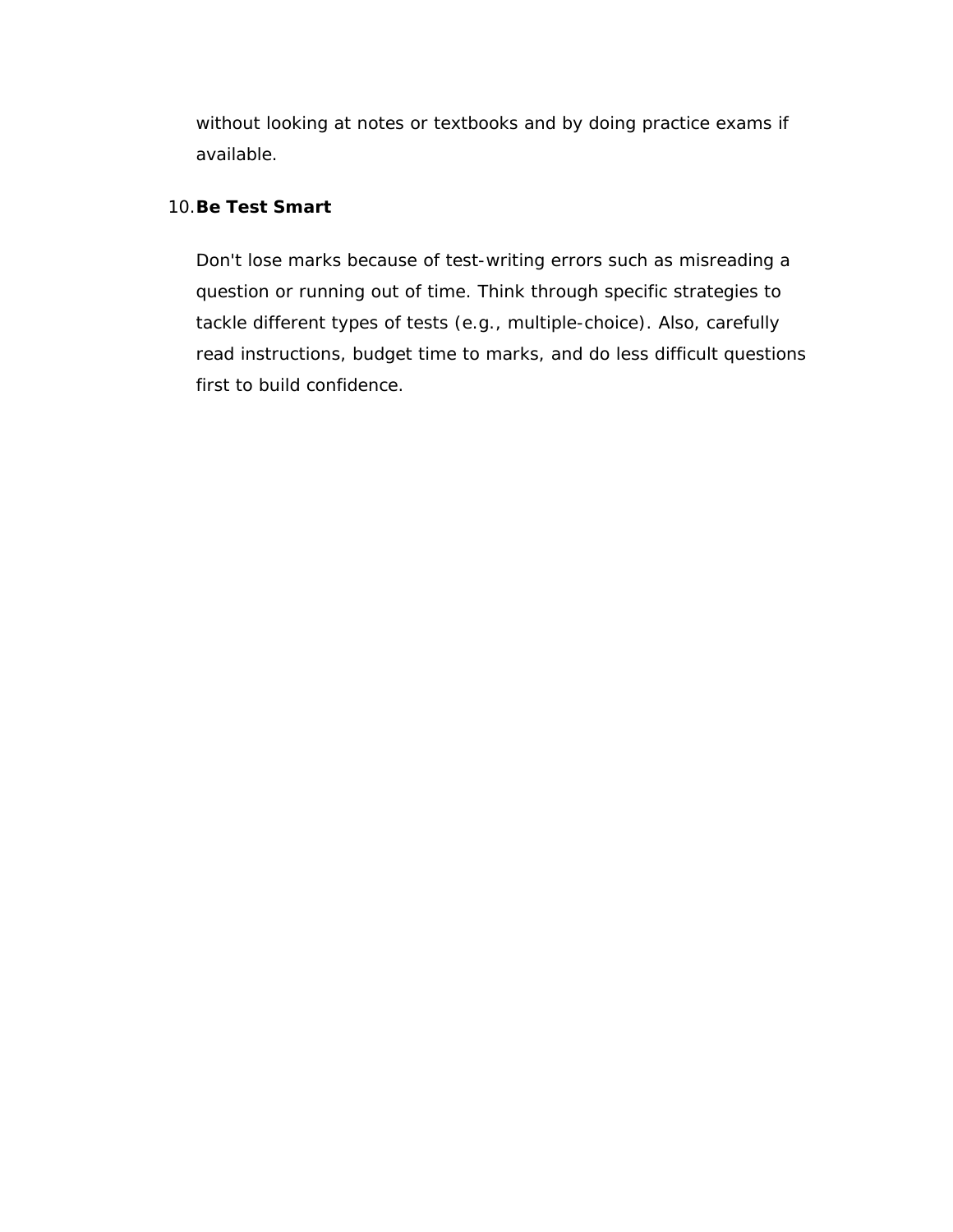without looking at notes or textbooks and by doing practice exams if available.

10. **Be Test Smart**

    Don't lose marks because of test-writing errors such as misreading a question or running out of time. Think through specific strategies to tackle different types of tests (e.g., multiple-choice). Also, carefully read instructions, budget time to marks, and do less difficult questions first to build confidence.